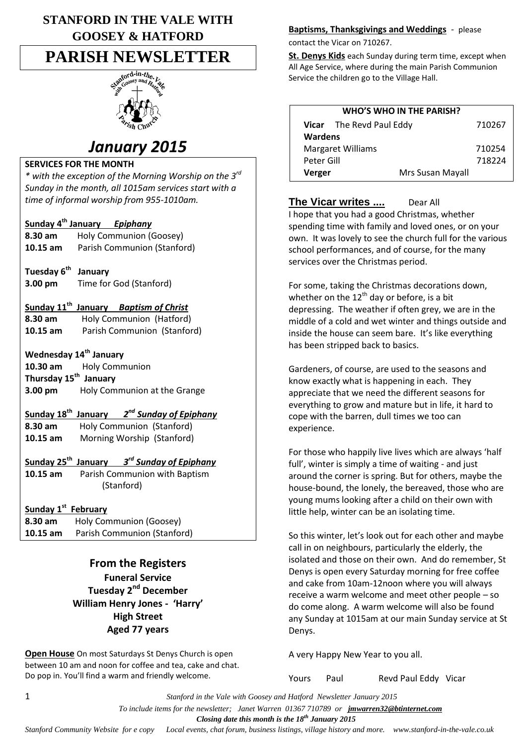# STANFORD IN THE VALE WITH GOOSEY & HATFORD

# PARISH NEWSLETTER

## *January 2015*

### SERVICES FOR THE MONTH

*\* with the exception of the Morning Worship on the 3rd Sunday in the month, all 1015am services start with a time of informal worship from 955-1010am.*

**Sunday 4th January** ***Epiphany***
**8.30 am** Holy Communion (Goosey)
**10.15 am** Parish Communion (Stanford)

**Tuesday 6th January**
**3.00 pm** Time for God (Stanford)

**Sunday 11th January** ***Baptism of Christ***
**8.30 am** Holy Communion (Hatford)
**10.15 am** Parish Communion (Stanford)

**Wednesday 14th January**
**10.30 am** Holy Communion
**Thursday 15th January**
**3.00 pm** Holy Communion at the Grange

**Sunday 18th January** ***2nd Sunday of Epiphany***
**8.30 am** Holy Communion (Stanford)
**10.15 am** Morning Worship (Stanford)

**Sunday 25th January** ***3rd Sunday of Epiphany***
**10.15 am** Parish Communion with Baptism (Stanford)

**Sunday 1st February**
**8.30 am** Holy Communion (Goosey)
**10.15 am** Parish Communion (Stanford)

### From the Registers

**Funeral Service**
**Tuesday 2nd December**
**William Henry Jones - 'Harry'**
**High Street**
**Aged 77 years**

**Open House** On most Saturdays St Denys Church is open between 10 am and noon for coffee and tea, cake and chat. Do pop in. You'll find a warm and friendly welcome.

**Baptisms, Thanksgivings and Weddings** - please contact the Vicar on 710267.

**St. Denys Kids** each Sunday during term time, except when All Age Service, where during the main Parish Communion Service the children go to the Village Hall.

| WHO'S WHO IN THE PARISH? | | |
|---|---|---|
| **Vicar** The Revd Paul Eddy | | 710267 |
| **Wardens** | | |
| Margaret Williams | | 710254 |
| Peter Gill | | 718224 |
| **Verger** | Mrs Susan Mayall | |

### The Vicar writes .... Dear All

I hope that you had a good Christmas, whether spending time with family and loved ones, or on your own. It was lovely to see the church full for the various school performances, and of course, for the many services over the Christmas period.

For some, taking the Christmas decorations down, whether on the 12th day or before, is a bit depressing. The weather if often grey, we are in the middle of a cold and wet winter and things outside and inside the house can seem bare. It's like everything has been stripped back to basics.

Gardeners, of course, are used to the seasons and know exactly what is happening in each. They appreciate that we need the different seasons for everything to grow and mature but in life, it hard to cope with the barren, dull times we too can experience.

For those who happily live lives which are always 'half full', winter is simply a time of waiting - and just around the corner is spring. But for others, maybe the house-bound, the lonely, the bereaved, those who are young mums looking after a child on their own with little help, winter can be an isolating time.

So this winter, let's look out for each other and maybe call in on neighbours, particularly the elderly, the isolated and those on their own. And do remember, St Denys is open every Saturday morning for free coffee and cake from 10am-12noon where you will always receive a warm welcome and meet other people – so do come along. A warm welcome will also be found any Sunday at 1015am at our main Sunday service at St Denys.

A very Happy New Year to you all.

Yours Paul Revd Paul Eddy Vicar

*To include items for the newsletter; Janet Warren 01367 710789 or jmwarren32@btinternet.com*

***Closing date this month is the 18th January 2015***

*Stanford Community Website for e copy Local events, chat forum, business listings, village history and more. www.stanford-in-the-vale.co.uk*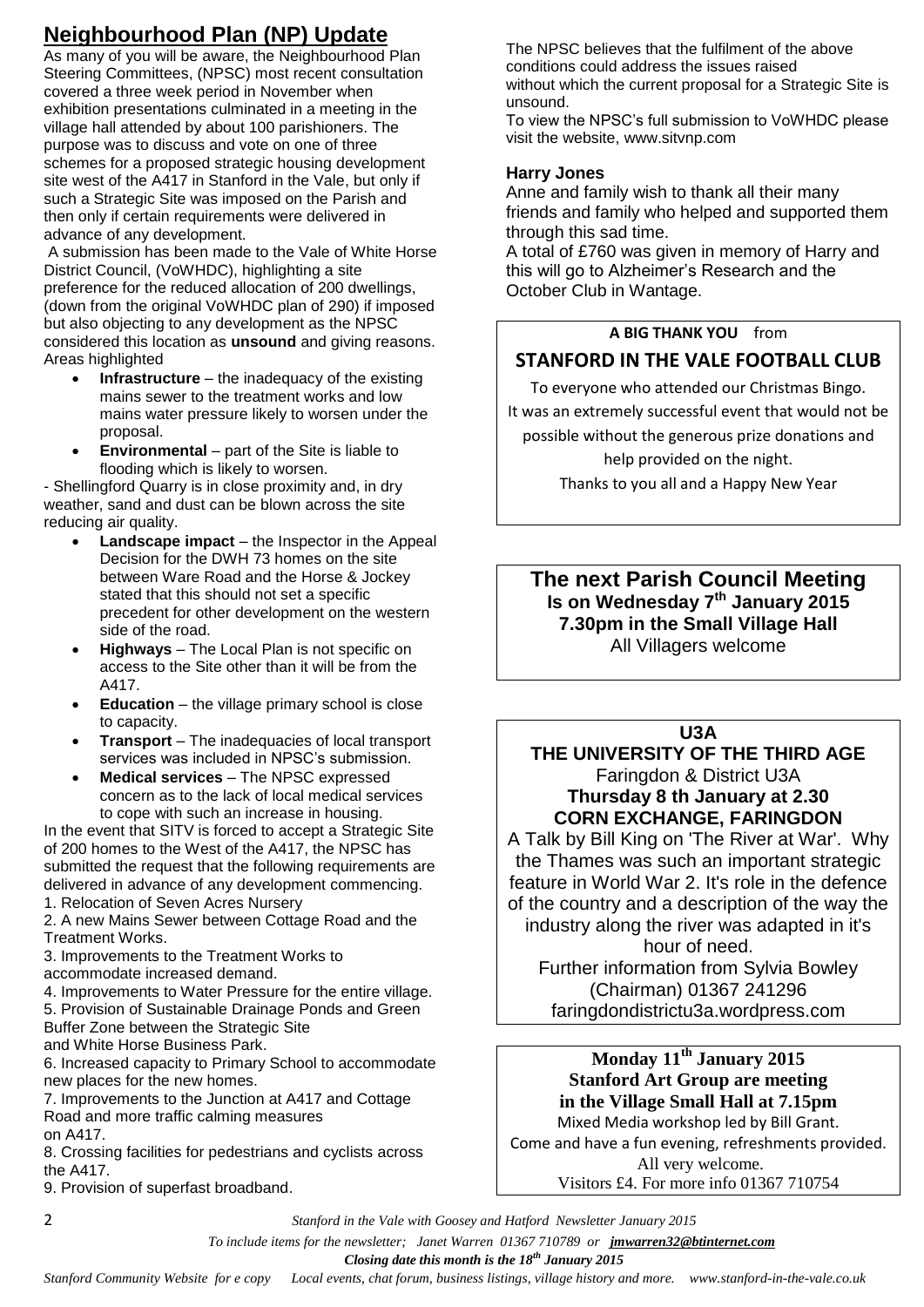## Neighbourhood Plan (NP) Update

As many of you will be aware, the Neighbourhood Plan Steering Committees, (NPSC) most recent consultation covered a three week period in November when exhibition presentations culminated in a meeting in the village hall attended by about 100 parishioners. The purpose was to discuss and vote on one of three schemes for a proposed strategic housing development site west of the A417 in Stanford in the Vale, but only if such a Strategic Site was imposed on the Parish and then only if certain requirements were delivered in advance of any development.

A submission has been made to the Vale of White Horse District Council, (VoWHDC), highlighting a site preference for the reduced allocation of 200 dwellings, (down from the original VoWHDC plan of 290) if imposed but also objecting to any development as the NPSC considered this location as **unsound** and giving reasons. Areas highlighted

- **Infrastructure** – the inadequacy of the existing mains sewer to the treatment works and low mains water pressure likely to worsen under the proposal.
- **Environmental** – part of the Site is liable to flooding which is likely to worsen.

- Shellingford Quarry is in close proximity and, in dry weather, sand and dust can be blown across the site reducing air quality.

- **Landscape impact** – the Inspector in the Appeal Decision for the DWH 73 homes on the site between Ware Road and the Horse & Jockey stated that this should not set a specific precedent for other development on the western side of the road.
- **Highways** – The Local Plan is not specific on access to the Site other than it will be from the A417.
- **Education** – the village primary school is close to capacity.
- **Transport** – The inadequacies of local transport services was included in NPSC's submission.
- **Medical services** – The NPSC expressed concern as to the lack of local medical services to cope with such an increase in housing.

In the event that SITV is forced to accept a Strategic Site of 200 homes to the West of the A417, the NPSC has submitted the request that the following requirements are delivered in advance of any development commencing.

1. Relocation of Seven Acres Nursery
2. A new Mains Sewer between Cottage Road and the Treatment Works.
3. Improvements to the Treatment Works to accommodate increased demand.
4. Improvements to Water Pressure for the entire village.
5. Provision of Sustainable Drainage Ponds and Green Buffer Zone between the Strategic Site and White Horse Business Park.
6. Increased capacity to Primary School to accommodate new places for the new homes.
7. Improvements to the Junction at A417 and Cottage Road and more traffic calming measures on A417.
8. Crossing facilities for pedestrians and cyclists across the A417.
9. Provision of superfast broadband.

The NPSC believes that the fulfilment of the above conditions could address the issues raised without which the current proposal for a Strategic Site is unsound.

To view the NPSC's full submission to VoWHDC please visit the website, www.sitvnp.com

### Harry Jones

Anne and family wish to thank all their many friends and family who helped and supported them through this sad time.

A total of £760 was given in memory of Harry and this will go to Alzheimer's Research and the October Club in Wantage.

**A BIG THANK YOU** from

### STANFORD IN THE VALE FOOTBALL CLUB

To everyone who attended our Christmas Bingo.

It was an extremely successful event that would not be possible without the generous prize donations and help provided on the night.

Thanks to you all and a Happy New Year

### The next Parish Council Meeting

**Is on Wednesday 7th January 2015**

**7.30pm in the Small Village Hall**

All Villagers welcome

### U3A

**THE UNIVERSITY OF THE THIRD AGE**

Faringdon & District U3A

**Thursday 8 th January at 2.30**

**CORN EXCHANGE, FARINGDON**

A Talk by Bill King on 'The River at War'. Why the Thames was such an important strategic feature in World War 2. It's role in the defence of the country and a description of the way the industry along the river was adapted in it's hour of need.

Further information from Sylvia Bowley (Chairman) 01367 241296

faringdondistrictu3a.wordpress.com

### Monday 11th January 2015

**Stanford Art Group are meeting in the Village Small Hall at 7.15pm**

Mixed Media workshop led by Bill Grant.

Come and have a fun evening, refreshments provided.

All very welcome.

Visitors £4. For more info 01367 710754

*To include items for the newsletter; Janet Warren 01367 710789 or **jmwarren32@btinternet.com***

***Closing date this month is the 18th January 2015***

*Stanford Community Website for e copy Local events, chat forum, business listings, village history and more. www.stanford-in-the-vale.co.uk*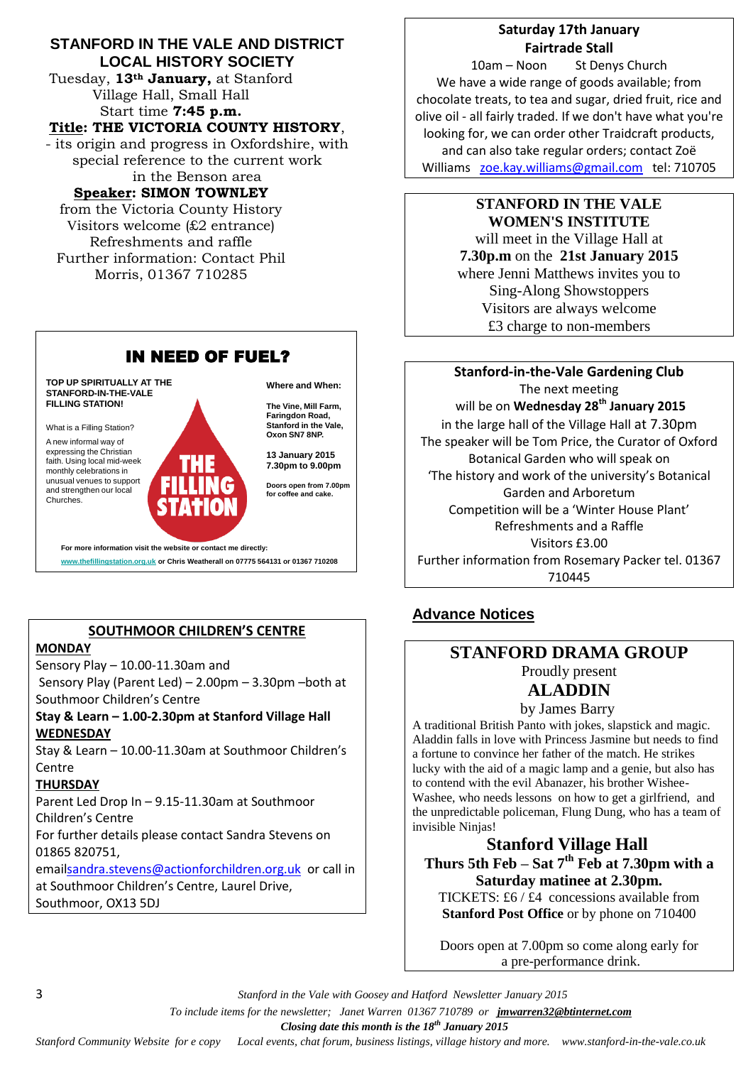## STANFORD IN THE VALE AND DISTRICT LOCAL HISTORY SOCIETY

Tuesday, **13th January,** at Stanford Village Hall, Small Hall

Start time **7:45 p.m.**

**Title: THE VICTORIA COUNTY HISTORY**, - its origin and progress in Oxfordshire, with special reference to the current work in the Benson area

**Speaker: SIMON TOWNLEY** from the Victoria County History

Visitors welcome (£2 entrance)

Refreshments and raffle

Further information: Contact Phil Morris, 01367 710285

## IN NEED OF FUEL?

**TOP UP SPIRITUALLY AT THE STANFORD-IN-THE-VALE FILLING STATION!**

What is a Filling Station?

A new informal way of expressing the Christian faith. Using local mid-week monthly celebrations in unusual venues to support and strengthen our local Churches.

**THE FILLING STATION**

**Where and When:**

**The Vine, Mill Farm, Faringdon Road, Stanford in the Vale, Oxon SN7 8NP.**

**13 January 2015 7.30pm to 9.00pm**

**Doors open from 7.00pm for coffee and cake.**

**For more information visit the website or contact me directly:**

**www.thefillingstation.org.uk or Chris Weatherall on 07775 564131 or 01367 710208**

## SOUTHMOOR CHILDREN'S CENTRE

**MONDAY**

Sensory Play – 10.00-11.30am and

Sensory Play (Parent Led) – 2.00pm – 3.30pm –both at Southmoor Children's Centre

**Stay & Learn – 1.00-2.30pm at Stanford Village Hall**

**WEDNESDAY**

Stay & Learn – 10.00-11.30am at Southmoor Children's Centre

**THURSDAY**

Parent Led Drop In – 9.15-11.30am at Southmoor Children's Centre

For further details please contact Sandra Stevens on 01865 820751, email sandra.stevens@actionforchildren.org.uk or call in at Southmoor Children's Centre, Laurel Drive, Southmoor, OX13 5DJ

## Saturday 17th January Fairtrade Stall

10am – Noon St Denys Church

We have a wide range of goods available; from chocolate treats, to tea and sugar, dried fruit, rice and olive oil - all fairly traded. If we don't have what you're looking for, we can order other Traidcraft products, and can also take regular orders; contact Zoë Williams zoe.kay.williams@gmail.com tel: 710705

## STANFORD IN THE VALE WOMEN'S INSTITUTE

will meet in the Village Hall at **7.30p.m** on the **21st January 2015** where Jenni Matthews invites you to Sing-Along Showstoppers

Visitors are always welcome

£3 charge to non-members

## Stanford-in-the-Vale Gardening Club

The next meeting will be on **Wednesday 28th January 2015** in the large hall of the Village Hall at 7.30pm

The speaker will be Tom Price, the Curator of Oxford Botanical Garden who will speak on 'The history and work of the university's Botanical Garden and Arboretum

Competition will be a 'Winter House Plant'

Refreshments and a Raffle

Visitors £3.00

Further information from Rosemary Packer tel. 01367 710445

## Advance Notices

## STANFORD DRAMA GROUP

Proudly present

### ALADDIN

by James Barry

A traditional British Panto with jokes, slapstick and magic. Aladdin falls in love with Princess Jasmine but needs to find a fortune to convince her father of the match. He strikes lucky with the aid of a magic lamp and a genie, but also has to contend with the evil Abanazer, his brother Wishee-Washee, who needs lessons on how to get a girlfriend, and the unpredictable policeman, Flung Dung, who has a team of invisible Ninjas!

### Stanford Village Hall

**Thurs 5th Feb – Sat 7th Feb at 7.30pm with a Saturday matinee at 2.30pm.**

TICKETS: £6 / £4 concessions available from **Stanford Post Office** or by phone on 710400

Doors open at 7.00pm so come along early for a pre-performance drink.

*To include items for the newsletter; Janet Warren 01367 710789 or **jmwarren32@btinternet.com***

***Closing date this month is the 18th January 2015***

*Stanford Community Website for e copy Local events, chat forum, business listings, village history and more. www.stanford-in-the-vale.co.uk*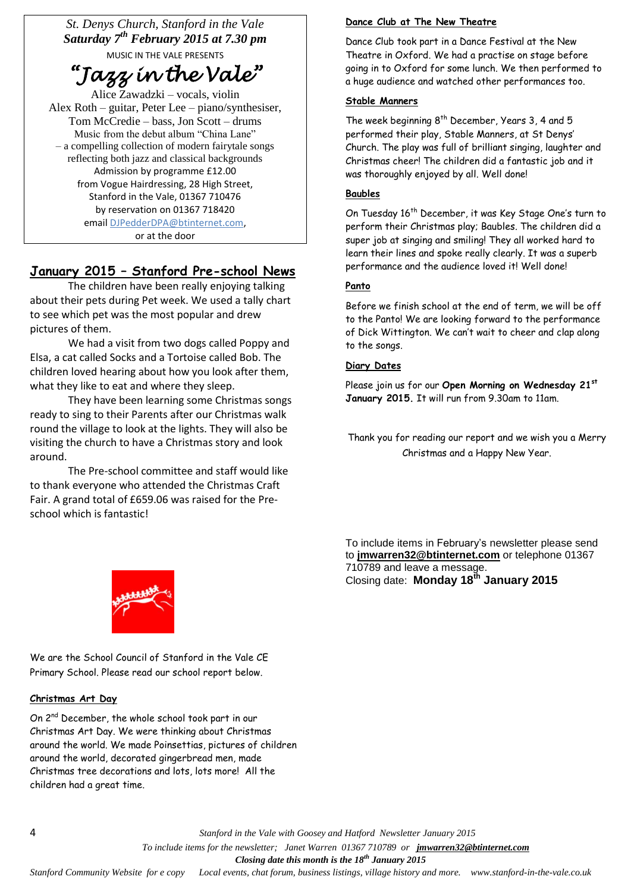*St. Denys Church, Stanford in the Vale*

***Saturday 7th February 2015 at 7.30 pm***

MUSIC IN THE VALE PRESENTS

# "Jazz in the Vale"

Alice Zawadzki – vocals, violin
Alex Roth – guitar, Peter Lee – piano/synthesiser,
Tom McCredie – bass, Jon Scott – drums

Music from the debut album "China Lane"
– a compelling collection of modern fairytale songs
reflecting both jazz and classical backgrounds

Admission by programme £12.00
from Vogue Hairdressing, 28 High Street,
Stanford in the Vale, 01367 710476
by reservation on 01367 718420
email DJPedderDPA@btinternet.com,
or at the door

## January 2015 – Stanford Pre-school News

The children have been really enjoying talking about their pets during Pet week. We used a tally chart to see which pet was the most popular and drew pictures of them.

We had a visit from two dogs called Poppy and Elsa, a cat called Socks and a Tortoise called Bob. The children loved hearing about how you look after them, what they like to eat and where they sleep.

They have been learning some Christmas songs ready to sing to their Parents after our Christmas walk round the village to look at the lights. They will also be visiting the church to have a Christmas story and look around.

The Pre-school committee and staff would like to thank everyone who attended the Christmas Craft Fair. A grand total of £659.06 was raised for the Pre-school which is fantastic!

We are the School Council of Stanford in the Vale CE Primary School. Please read our school report below.

**Christmas Art Day**

On 2nd December, the whole school took part in our Christmas Art Day. We were thinking about Christmas around the world. We made Poinsettias, pictures of children around the world, decorated gingerbread men, made Christmas tree decorations and lots, lots more! All the children had a great time.

**Dance Club at The New Theatre**

Dance Club took part in a Dance Festival at the New Theatre in Oxford. We had a practise on stage before going in to Oxford for some lunch. We then performed to a huge audience and watched other performances too.

**Stable Manners**

The week beginning 8th December, Years 3, 4 and 5 performed their play, Stable Manners, at St Denys' Church. The play was full of brilliant singing, laughter and Christmas cheer! The children did a fantastic job and it was thoroughly enjoyed by all. Well done!

**Baubles**

On Tuesday 16th December, it was Key Stage One's turn to perform their Christmas play; Baubles. The children did a super job at singing and smiling! They all worked hard to learn their lines and spoke really clearly. It was a superb performance and the audience loved it! Well done!

**Panto**

Before we finish school at the end of term, we will be off to the Panto! We are looking forward to the performance of Dick Wittington. We can't wait to cheer and clap along to the songs.

**Diary Dates**

Please join us for our **Open Morning on Wednesday 21st January 2015.** It will run from 9.30am to 11am.

Thank you for reading our report and we wish you a Merry Christmas and a Happy New Year.

To include items in February's newsletter please send to **jmwarren32@btinternet.com** or telephone 01367 710789 and leave a message.
Closing date: **Monday 18th January 2015**